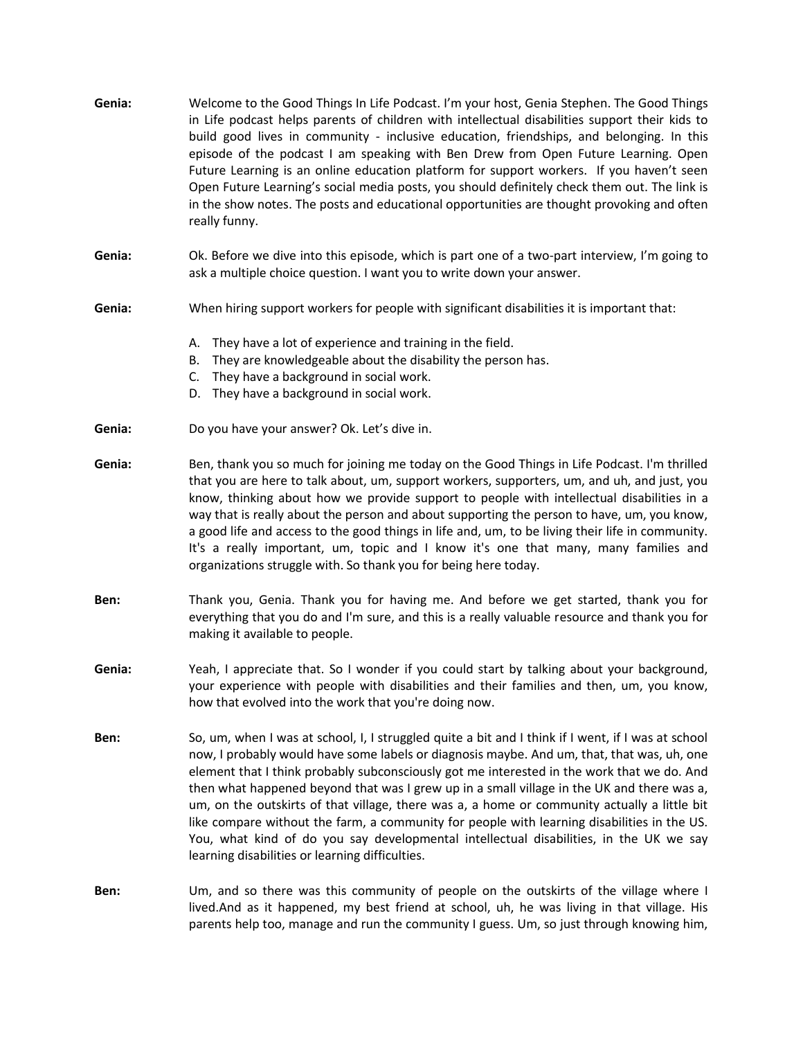**Genia:** Welcome to the Good Things In Life Podcast. I'm your host, Genia Stephen. The Good Things in Life podcast helps parents of children with intellectual disabilities support their kids to build good lives in community - inclusive education, friendships, and belonging. In this episode of the podcast I am speaking with Ben Drew from Open Future Learning. Open Future Learning is an online education platform for support workers. If you haven't seen Open Future Learning's social media posts, you should definitely check them out. The link is in the show notes. The posts and educational opportunities are thought provoking and often really funny.

**Genia:** Ok. Before we dive into this episode, which is part one of a two-part interview, I'm going to ask a multiple choice question. I want you to write down your answer.

**Genia:** When hiring support workers for people with significant disabilities it is important that:

A. They have a lot of experience and training in the field.
B. They are knowledgeable about the disability the person has.
C. They have a background in social work.
D. They have a background in social work.

**Genia:** Do you have your answer? Ok. Let's dive in.

**Genia:** Ben, thank you so much for joining me today on the Good Things in Life Podcast. I'm thrilled that you are here to talk about, um, support workers, supporters, um, and uh, and just, you know, thinking about how we provide support to people with intellectual disabilities in a way that is really about the person and about supporting the person to have, um, you know, a good life and access to the good things in life and, um, to be living their life in community. It's a really important, um, topic and I know it's one that many, many families and organizations struggle with. So thank you for being here today.

**Ben:** Thank you, Genia. Thank you for having me. And before we get started, thank you for everything that you do and I'm sure, and this is a really valuable resource and thank you for making it available to people.

**Genia:** Yeah, I appreciate that. So I wonder if you could start by talking about your background, your experience with people with disabilities and their families and then, um, you know, how that evolved into the work that you're doing now.

**Ben:** So, um, when I was at school, I, I struggled quite a bit and I think if I went, if I was at school now, I probably would have some labels or diagnosis maybe. And um, that, that was, uh, one element that I think probably subconsciously got me interested in the work that we do. And then what happened beyond that was I grew up in a small village in the UK and there was a, um, on the outskirts of that village, there was a, a home or community actually a little bit like compare without the farm, a community for people with learning disabilities in the US. You, what kind of do you say developmental intellectual disabilities, in the UK we say learning disabilities or learning difficulties.

**Ben:** Um, and so there was this community of people on the outskirts of the village where I lived.And as it happened, my best friend at school, uh, he was living in that village. His parents help too, manage and run the community I guess. Um, so just through knowing him,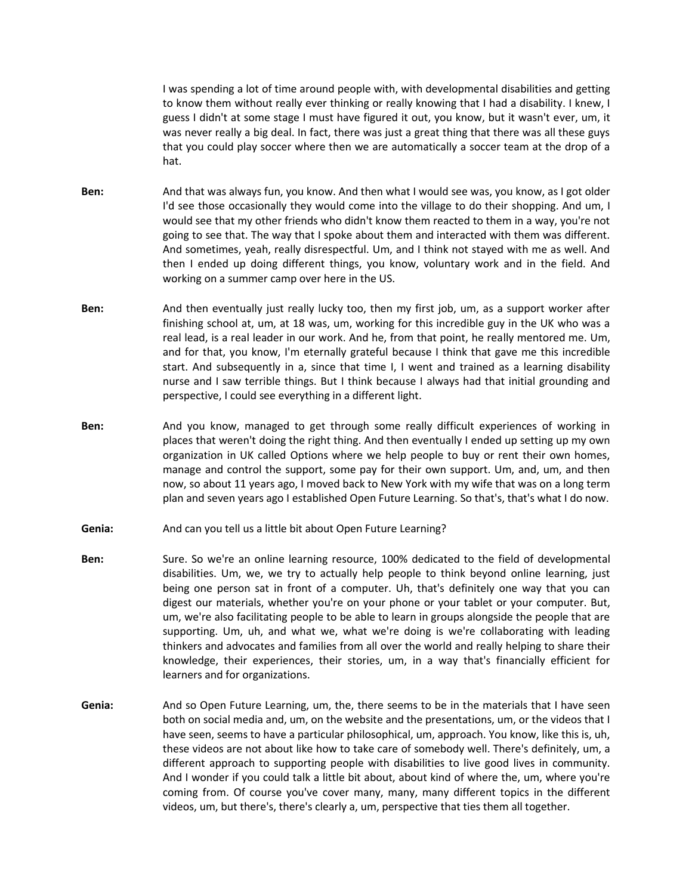I was spending a lot of time around people with, with developmental disabilities and getting to know them without really ever thinking or really knowing that I had a disability. I knew, I guess I didn't at some stage I must have figured it out, you know, but it wasn't ever, um, it was never really a big deal. In fact, there was just a great thing that there was all these guys that you could play soccer where then we are automatically a soccer team at the drop of a hat.

**Ben:** And that was always fun, you know. And then what I would see was, you know, as I got older I'd see those occasionally they would come into the village to do their shopping. And um, I would see that my other friends who didn't know them reacted to them in a way, you're not going to see that. The way that I spoke about them and interacted with them was different. And sometimes, yeah, really disrespectful. Um, and I think not stayed with me as well. And then I ended up doing different things, you know, voluntary work and in the field. And working on a summer camp over here in the US.

**Ben:** And then eventually just really lucky too, then my first job, um, as a support worker after finishing school at, um, at 18 was, um, working for this incredible guy in the UK who was a real lead, is a real leader in our work. And he, from that point, he really mentored me. Um, and for that, you know, I'm eternally grateful because I think that gave me this incredible start. And subsequently in a, since that time I, I went and trained as a learning disability nurse and I saw terrible things. But I think because I always had that initial grounding and perspective, I could see everything in a different light.

**Ben:** And you know, managed to get through some really difficult experiences of working in places that weren't doing the right thing. And then eventually I ended up setting up my own organization in UK called Options where we help people to buy or rent their own homes, manage and control the support, some pay for their own support. Um, and, um, and then now, so about 11 years ago, I moved back to New York with my wife that was on a long term plan and seven years ago I established Open Future Learning. So that's, that's what I do now.

**Genia:** And can you tell us a little bit about Open Future Learning?

**Ben:** Sure. So we're an online learning resource, 100% dedicated to the field of developmental disabilities. Um, we, we try to actually help people to think beyond online learning, just being one person sat in front of a computer. Uh, that's definitely one way that you can digest our materials, whether you're on your phone or your tablet or your computer. But, um, we're also facilitating people to be able to learn in groups alongside the people that are supporting. Um, uh, and what we, what we're doing is we're collaborating with leading thinkers and advocates and families from all over the world and really helping to share their knowledge, their experiences, their stories, um, in a way that's financially efficient for learners and for organizations.

**Genia:** And so Open Future Learning, um, the, there seems to be in the materials that I have seen both on social media and, um, on the website and the presentations, um, or the videos that I have seen, seems to have a particular philosophical, um, approach. You know, like this is, uh, these videos are not about like how to take care of somebody well. There's definitely, um, a different approach to supporting people with disabilities to live good lives in community. And I wonder if you could talk a little bit about, about kind of where the, um, where you're coming from. Of course you've cover many, many, many different topics in the different videos, um, but there's, there's clearly a, um, perspective that ties them all together.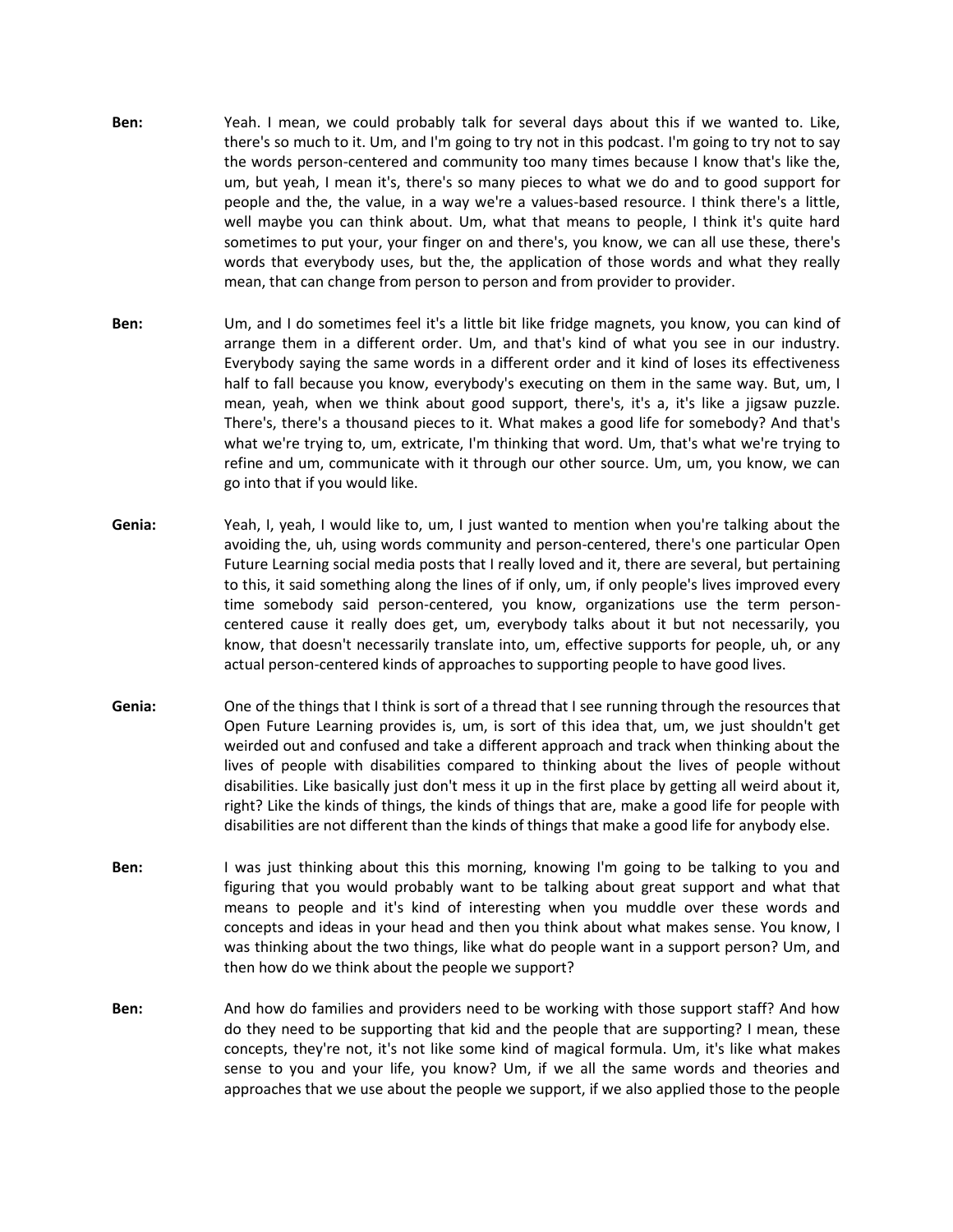**Ben:** Yeah. I mean, we could probably talk for several days about this if we wanted to. Like, there's so much to it. Um, and I'm going to try not in this podcast. I'm going to try not to say the words person-centered and community too many times because I know that's like the, um, but yeah, I mean it's, there's so many pieces to what we do and to good support for people and the, the value, in a way we're a values-based resource. I think there's a little, well maybe you can think about. Um, what that means to people, I think it's quite hard sometimes to put your, your finger on and there's, you know, we can all use these, there's words that everybody uses, but the, the application of those words and what they really mean, that can change from person to person and from provider to provider.

**Ben:** Um, and I do sometimes feel it's a little bit like fridge magnets, you know, you can kind of arrange them in a different order. Um, and that's kind of what you see in our industry. Everybody saying the same words in a different order and it kind of loses its effectiveness half to fall because you know, everybody's executing on them in the same way. But, um, I mean, yeah, when we think about good support, there's, it's a, it's like a jigsaw puzzle. There's, there's a thousand pieces to it. What makes a good life for somebody? And that's what we're trying to, um, extricate, I'm thinking that word. Um, that's what we're trying to refine and um, communicate with it through our other source. Um, um, you know, we can go into that if you would like.

**Genia:** Yeah, I, yeah, I would like to, um, I just wanted to mention when you're talking about the avoiding the, uh, using words community and person-centered, there's one particular Open Future Learning social media posts that I really loved and it, there are several, but pertaining to this, it said something along the lines of if only, um, if only people's lives improved every time somebody said person-centered, you know, organizations use the term person-centered cause it really does get, um, everybody talks about it but not necessarily, you know, that doesn't necessarily translate into, um, effective supports for people, uh, or any actual person-centered kinds of approaches to supporting people to have good lives.

**Genia:** One of the things that I think is sort of a thread that I see running through the resources that Open Future Learning provides is, um, is sort of this idea that, um, we just shouldn't get weirded out and confused and take a different approach and track when thinking about the lives of people with disabilities compared to thinking about the lives of people without disabilities. Like basically just don't mess it up in the first place by getting all weird about it, right? Like the kinds of things, the kinds of things that are, make a good life for people with disabilities are not different than the kinds of things that make a good life for anybody else.

**Ben:** I was just thinking about this this morning, knowing I'm going to be talking to you and figuring that you would probably want to be talking about great support and what that means to people and it's kind of interesting when you muddle over these words and concepts and ideas in your head and then you think about what makes sense. You know, I was thinking about the two things, like what do people want in a support person? Um, and then how do we think about the people we support?

**Ben:** And how do families and providers need to be working with those support staff? And how do they need to be supporting that kid and the people that are supporting? I mean, these concepts, they're not, it's not like some kind of magical formula. Um, it's like what makes sense to you and your life, you know? Um, if we all the same words and theories and approaches that we use about the people we support, if we also applied those to the people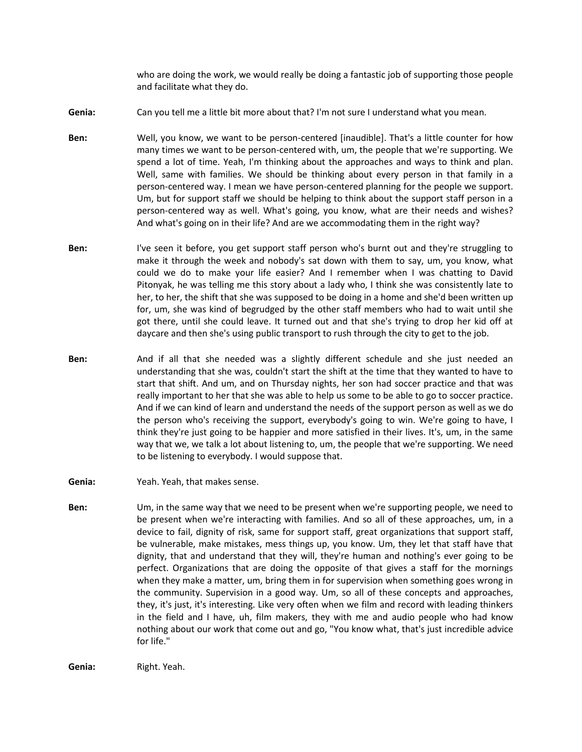who are doing the work, we would really be doing a fantastic job of supporting those people and facilitate what they do.

**Genia:** Can you tell me a little bit more about that? I'm not sure I understand what you mean.

**Ben:** Well, you know, we want to be person-centered [inaudible]. That's a little counter for how many times we want to be person-centered with, um, the people that we're supporting. We spend a lot of time. Yeah, I'm thinking about the approaches and ways to think and plan. Well, same with families. We should be thinking about every person in that family in a person-centered way. I mean we have person-centered planning for the people we support. Um, but for support staff we should be helping to think about the support staff person in a person-centered way as well. What's going, you know, what are their needs and wishes? And what's going on in their life? And are we accommodating them in the right way?

**Ben:** I've seen it before, you get support staff person who's burnt out and they're struggling to make it through the week and nobody's sat down with them to say, um, you know, what could we do to make your life easier? And I remember when I was chatting to David Pitonyak, he was telling me this story about a lady who, I think she was consistently late to her, to her, the shift that she was supposed to be doing in a home and she'd been written up for, um, she was kind of begrudged by the other staff members who had to wait until she got there, until she could leave. It turned out and that she's trying to drop her kid off at daycare and then she's using public transport to rush through the city to get to the job.

**Ben:** And if all that she needed was a slightly different schedule and she just needed an understanding that she was, couldn't start the shift at the time that they wanted to have to start that shift. And um, and on Thursday nights, her son had soccer practice and that was really important to her that she was able to help us some to be able to go to soccer practice. And if we can kind of learn and understand the needs of the support person as well as we do the person who's receiving the support, everybody's going to win. We're going to have, I think they're just going to be happier and more satisfied in their lives. It's, um, in the same way that we, we talk a lot about listening to, um, the people that we're supporting. We need to be listening to everybody. I would suppose that.

**Genia:** Yeah. Yeah, that makes sense.

**Ben:** Um, in the same way that we need to be present when we're supporting people, we need to be present when we're interacting with families. And so all of these approaches, um, in a device to fail, dignity of risk, same for support staff, great organizations that support staff, be vulnerable, make mistakes, mess things up, you know. Um, they let that staff have that dignity, that and understand that they will, they're human and nothing's ever going to be perfect. Organizations that are doing the opposite of that gives a staff for the mornings when they make a matter, um, bring them in for supervision when something goes wrong in the community. Supervision in a good way. Um, so all of these concepts and approaches, they, it's just, it's interesting. Like very often when we film and record with leading thinkers in the field and I have, uh, film makers, they with me and audio people who had know nothing about our work that come out and go, "You know what, that's just incredible advice for life."

**Genia:** Right. Yeah.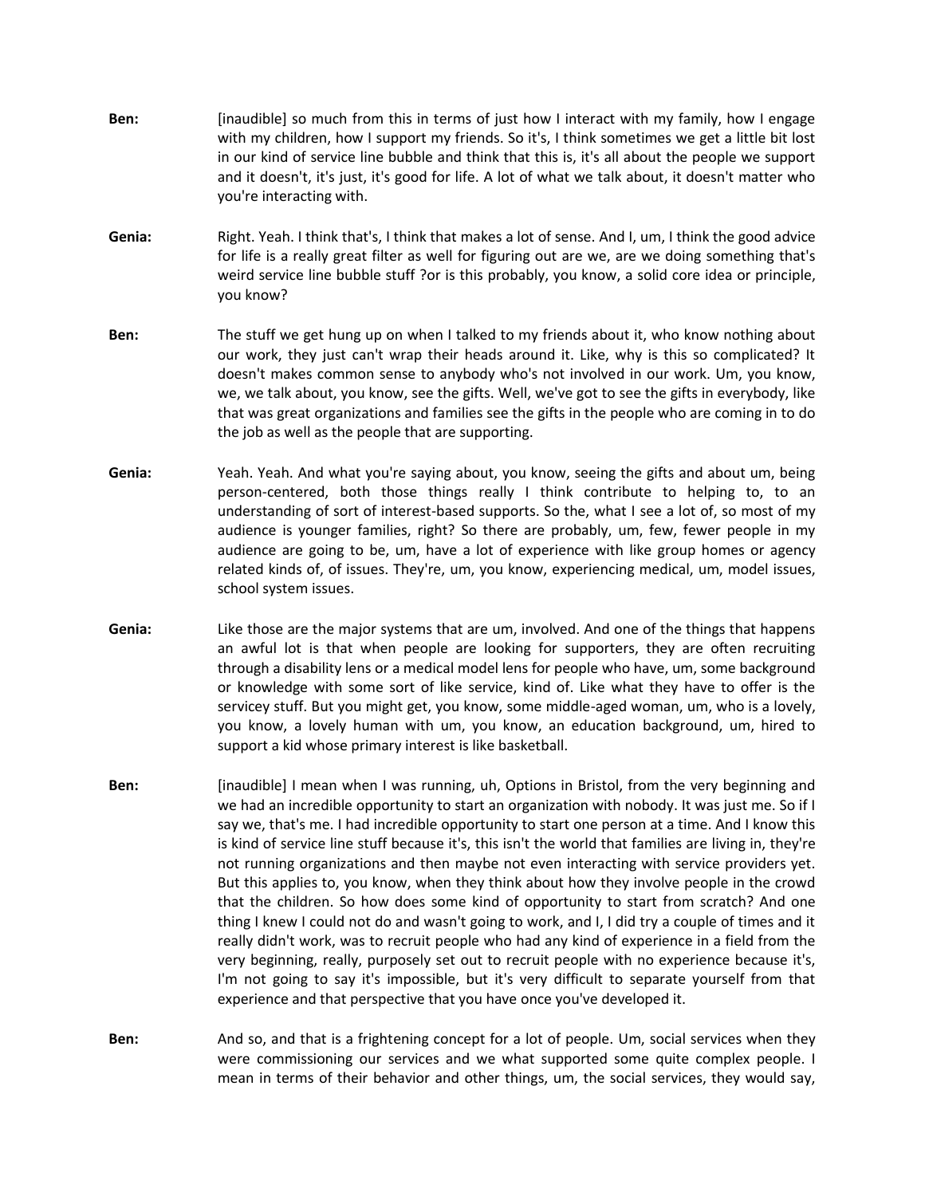**Ben:** [inaudible] so much from this in terms of just how I interact with my family, how I engage with my children, how I support my friends. So it's, I think sometimes we get a little bit lost in our kind of service line bubble and think that this is, it's all about the people we support and it doesn't, it's just, it's good for life. A lot of what we talk about, it doesn't matter who you're interacting with.

**Genia:** Right. Yeah. I think that's, I think that makes a lot of sense. And I, um, I think the good advice for life is a really great filter as well for figuring out are we, are we doing something that's weird service line bubble stuff ?or is this probably, you know, a solid core idea or principle, you know?

**Ben:** The stuff we get hung up on when I talked to my friends about it, who know nothing about our work, they just can't wrap their heads around it. Like, why is this so complicated? It doesn't makes common sense to anybody who's not involved in our work. Um, you know, we, we talk about, you know, see the gifts. Well, we've got to see the gifts in everybody, like that was great organizations and families see the gifts in the people who are coming in to do the job as well as the people that are supporting.

**Genia:** Yeah. Yeah. And what you're saying about, you know, seeing the gifts and about um, being person-centered, both those things really I think contribute to helping to, to an understanding of sort of interest-based supports. So the, what I see a lot of, so most of my audience is younger families, right? So there are probably, um, few, fewer people in my audience are going to be, um, have a lot of experience with like group homes or agency related kinds of, of issues. They're, um, you know, experiencing medical, um, model issues, school system issues.

**Genia:** Like those are the major systems that are um, involved. And one of the things that happens an awful lot is that when people are looking for supporters, they are often recruiting through a disability lens or a medical model lens for people who have, um, some background or knowledge with some sort of like service, kind of. Like what they have to offer is the servicey stuff. But you might get, you know, some middle-aged woman, um, who is a lovely, you know, a lovely human with um, you know, an education background, um, hired to support a kid whose primary interest is like basketball.

**Ben:** [inaudible] I mean when I was running, uh, Options in Bristol, from the very beginning and we had an incredible opportunity to start an organization with nobody. It was just me. So if I say we, that's me. I had incredible opportunity to start one person at a time. And I know this is kind of service line stuff because it's, this isn't the world that families are living in, they're not running organizations and then maybe not even interacting with service providers yet. But this applies to, you know, when they think about how they involve people in the crowd that the children. So how does some kind of opportunity to start from scratch? And one thing I knew I could not do and wasn't going to work, and I, I did try a couple of times and it really didn't work, was to recruit people who had any kind of experience in a field from the very beginning, really, purposely set out to recruit people with no experience because it's, I'm not going to say it's impossible, but it's very difficult to separate yourself from that experience and that perspective that you have once you've developed it.

**Ben:** And so, and that is a frightening concept for a lot of people. Um, social services when they were commissioning our services and we what supported some quite complex people. I mean in terms of their behavior and other things, um, the social services, they would say,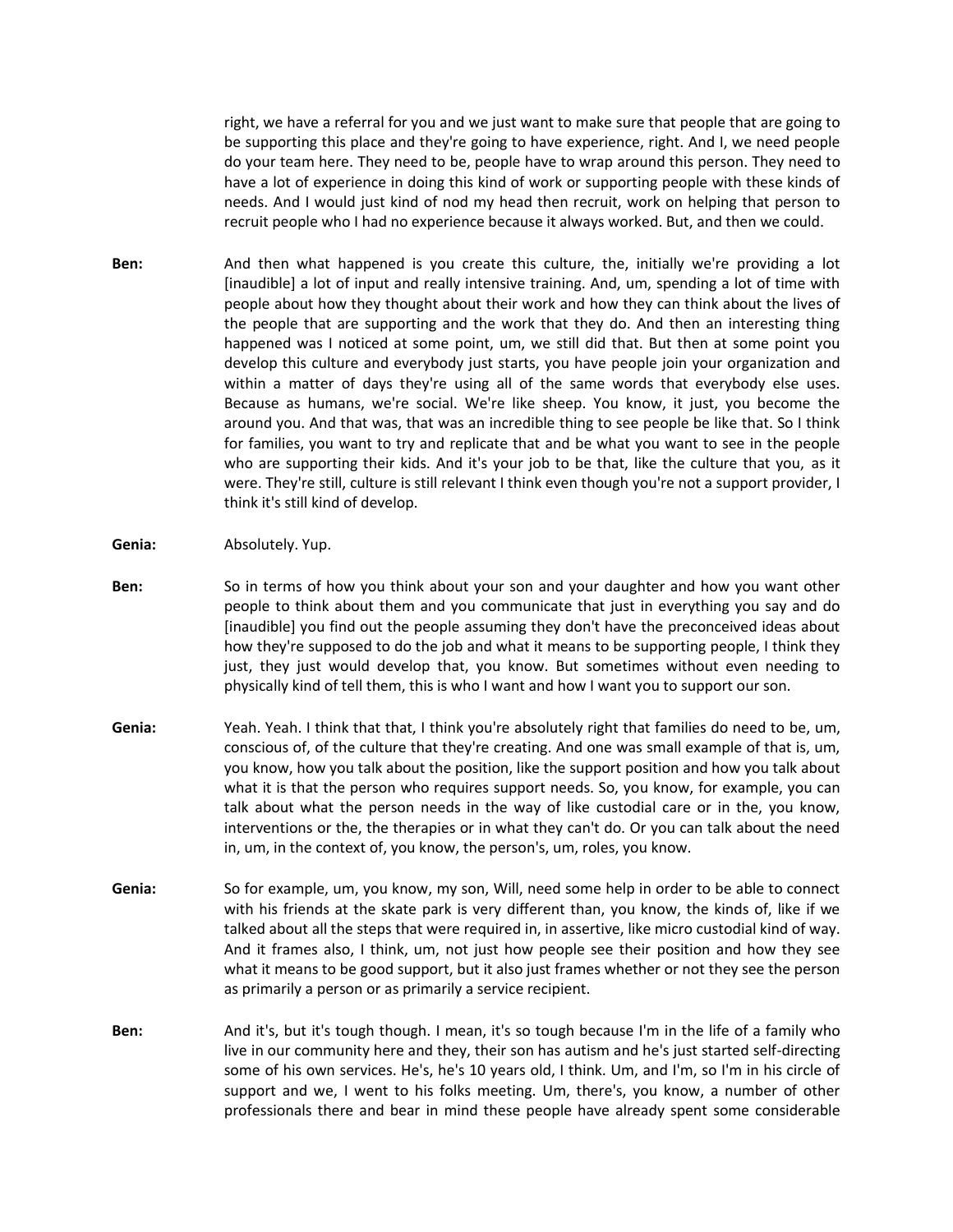right, we have a referral for you and we just want to make sure that people that are going to be supporting this place and they're going to have experience, right. And I, we need people do your team here. They need to be, people have to wrap around this person. They need to have a lot of experience in doing this kind of work or supporting people with these kinds of needs. And I would just kind of nod my head then recruit, work on helping that person to recruit people who I had no experience because it always worked. But, and then we could.

**Ben:** And then what happened is you create this culture, the, initially we're providing a lot [inaudible] a lot of input and really intensive training. And, um, spending a lot of time with people about how they thought about their work and how they can think about the lives of the people that are supporting and the work that they do. And then an interesting thing happened was I noticed at some point, um, we still did that. But then at some point you develop this culture and everybody just starts, you have people join your organization and within a matter of days they're using all of the same words that everybody else uses. Because as humans, we're social. We're like sheep. You know, it just, you become the around you. And that was, that was an incredible thing to see people be like that. So I think for families, you want to try and replicate that and be what you want to see in the people who are supporting their kids. And it's your job to be that, like the culture that you, as it were. They're still, culture is still relevant I think even though you're not a support provider, I think it's still kind of develop.

**Genia:** Absolutely. Yup.

**Ben:** So in terms of how you think about your son and your daughter and how you want other people to think about them and you communicate that just in everything you say and do [inaudible] you find out the people assuming they don't have the preconceived ideas about how they're supposed to do the job and what it means to be supporting people, I think they just, they just would develop that, you know. But sometimes without even needing to physically kind of tell them, this is who I want and how I want you to support our son.

**Genia:** Yeah. Yeah. I think that that, I think you're absolutely right that families do need to be, um, conscious of, of the culture that they're creating. And one was small example of that is, um, you know, how you talk about the position, like the support position and how you talk about what it is that the person who requires support needs. So, you know, for example, you can talk about what the person needs in the way of like custodial care or in the, you know, interventions or the, the therapies or in what they can't do. Or you can talk about the need in, um, in the context of, you know, the person's, um, roles, you know.

**Genia:** So for example, um, you know, my son, Will, need some help in order to be able to connect with his friends at the skate park is very different than, you know, the kinds of, like if we talked about all the steps that were required in, in assertive, like micro custodial kind of way. And it frames also, I think, um, not just how people see their position and how they see what it means to be good support, but it also just frames whether or not they see the person as primarily a person or as primarily a service recipient.

**Ben:** And it's, but it's tough though. I mean, it's so tough because I'm in the life of a family who live in our community here and they, their son has autism and he's just started self-directing some of his own services. He's, he's 10 years old, I think. Um, and I'm, so I'm in his circle of support and we, I went to his folks meeting. Um, there's, you know, a number of other professionals there and bear in mind these people have already spent some considerable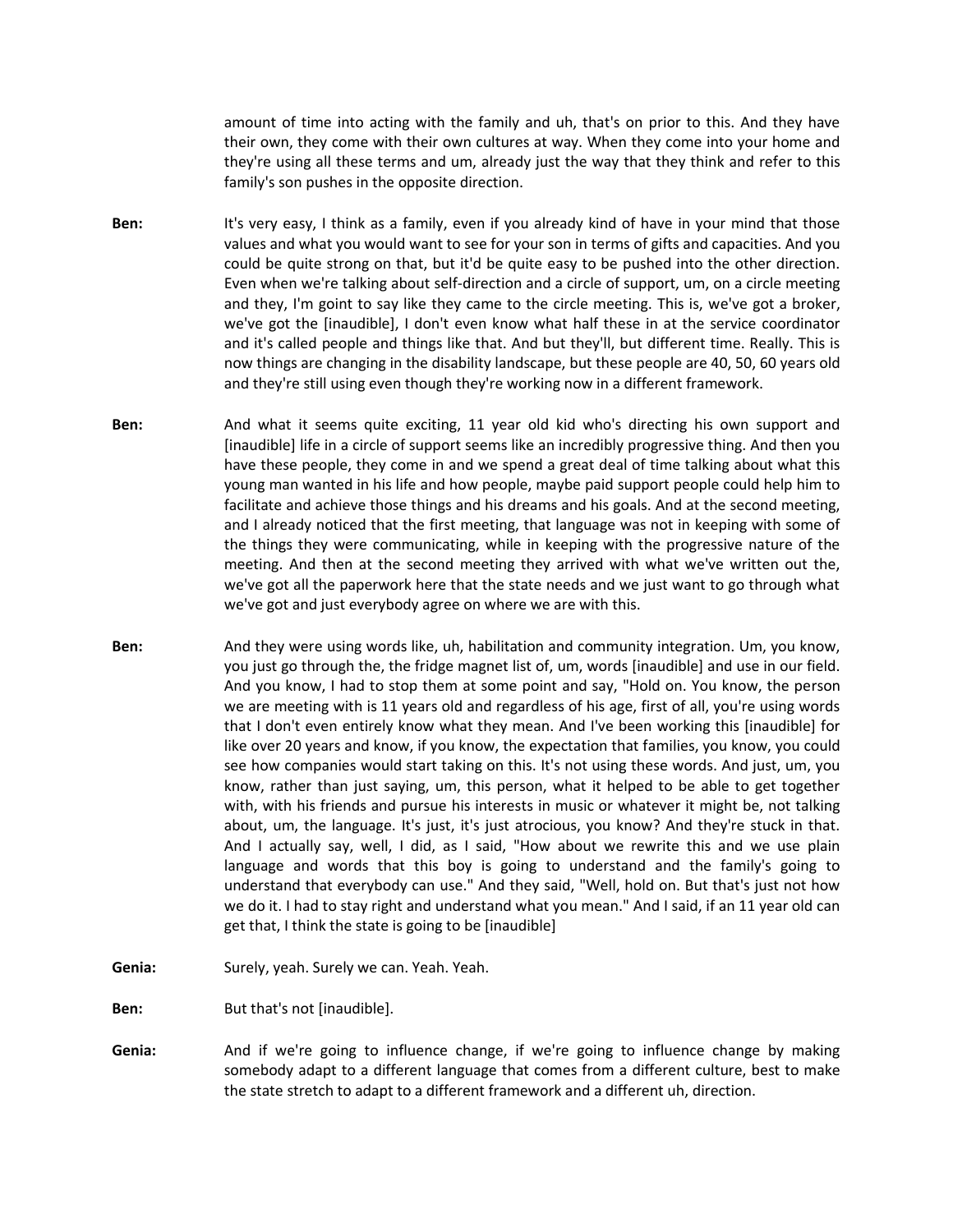amount of time into acting with the family and uh, that's on prior to this. And they have their own, they come with their own cultures at way. When they come into your home and they're using all these terms and um, already just the way that they think and refer to this family's son pushes in the opposite direction.

**Ben:** It's very easy, I think as a family, even if you already kind of have in your mind that those values and what you would want to see for your son in terms of gifts and capacities. And you could be quite strong on that, but it'd be quite easy to be pushed into the other direction. Even when we're talking about self-direction and a circle of support, um, on a circle meeting and they, I'm goint to say like they came to the circle meeting. This is, we've got a broker, we've got the [inaudible], I don't even know what half these in at the service coordinator and it's called people and things like that. And but they'll, but different time. Really. This is now things are changing in the disability landscape, but these people are 40, 50, 60 years old and they're still using even though they're working now in a different framework.

**Ben:** And what it seems quite exciting, 11 year old kid who's directing his own support and [inaudible] life in a circle of support seems like an incredibly progressive thing. And then you have these people, they come in and we spend a great deal of time talking about what this young man wanted in his life and how people, maybe paid support people could help him to facilitate and achieve those things and his dreams and his goals. And at the second meeting, and I already noticed that the first meeting, that language was not in keeping with some of the things they were communicating, while in keeping with the progressive nature of the meeting. And then at the second meeting they arrived with what we've written out the, we've got all the paperwork here that the state needs and we just want to go through what we've got and just everybody agree on where we are with this.

**Ben:** And they were using words like, uh, habilitation and community integration. Um, you know, you just go through the, the fridge magnet list of, um, words [inaudible] and use in our field. And you know, I had to stop them at some point and say, "Hold on. You know, the person we are meeting with is 11 years old and regardless of his age, first of all, you're using words that I don't even entirely know what they mean. And I've been working this [inaudible] for like over 20 years and know, if you know, the expectation that families, you know, you could see how companies would start taking on this. It's not using these words. And just, um, you know, rather than just saying, um, this person, what it helped to be able to get together with, with his friends and pursue his interests in music or whatever it might be, not talking about, um, the language. It's just, it's just atrocious, you know? And they're stuck in that. And I actually say, well, I did, as I said, "How about we rewrite this and we use plain language and words that this boy is going to understand and the family's going to understand that everybody can use." And they said, "Well, hold on. But that's just not how we do it. I had to stay right and understand what you mean." And I said, if an 11 year old can get that, I think the state is going to be [inaudible]

**Genia:** Surely, yeah. Surely we can. Yeah. Yeah.

**Ben:** But that's not [inaudible].

**Genia:** And if we're going to influence change, if we're going to influence change by making somebody adapt to a different language that comes from a different culture, best to make the state stretch to adapt to a different framework and a different uh, direction.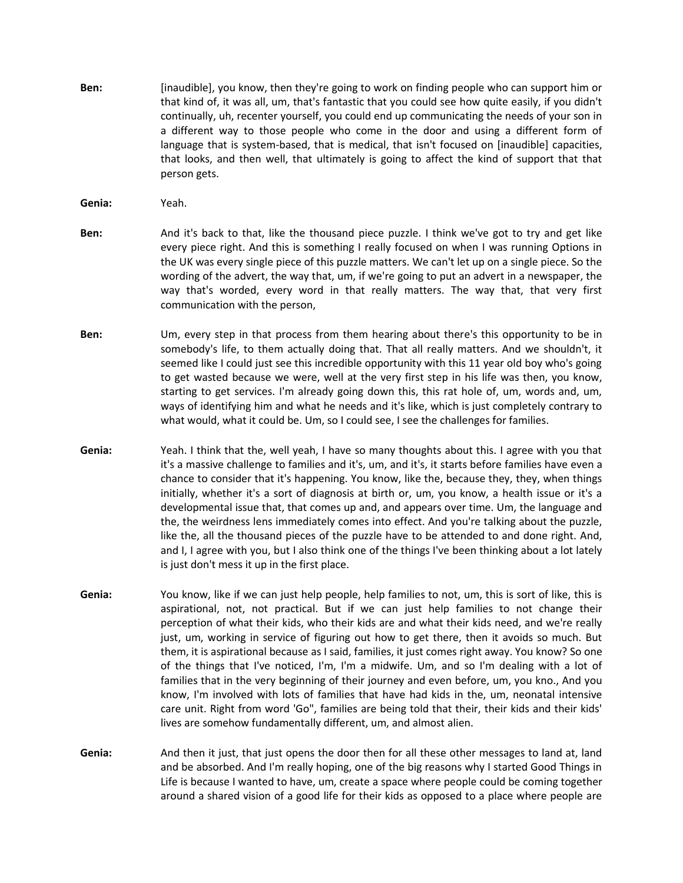**Ben:** [inaudible], you know, then they're going to work on finding people who can support him or that kind of, it was all, um, that's fantastic that you could see how quite easily, if you didn't continually, uh, recenter yourself, you could end up communicating the needs of your son in a different way to those people who come in the door and using a different form of language that is system-based, that is medical, that isn't focused on [inaudible] capacities, that looks, and then well, that ultimately is going to affect the kind of support that that person gets.

**Genia:** Yeah.

**Ben:** And it's back to that, like the thousand piece puzzle. I think we've got to try and get like every piece right. And this is something I really focused on when I was running Options in the UK was every single piece of this puzzle matters. We can't let up on a single piece. So the wording of the advert, the way that, um, if we're going to put an advert in a newspaper, the way that's worded, every word in that really matters. The way that, that very first communication with the person,

**Ben:** Um, every step in that process from them hearing about there's this opportunity to be in somebody's life, to them actually doing that. That all really matters. And we shouldn't, it seemed like I could just see this incredible opportunity with this 11 year old boy who's going to get wasted because we were, well at the very first step in his life was then, you know, starting to get services. I'm already going down this, this rat hole of, um, words and, um, ways of identifying him and what he needs and it's like, which is just completely contrary to what would, what it could be. Um, so I could see, I see the challenges for families.

**Genia:** Yeah. I think that the, well yeah, I have so many thoughts about this. I agree with you that it's a massive challenge to families and it's, um, and it's, it starts before families have even a chance to consider that it's happening. You know, like the, because they, they, when things initially, whether it's a sort of diagnosis at birth or, um, you know, a health issue or it's a developmental issue that, that comes up and, and appears over time. Um, the language and the, the weirdness lens immediately comes into effect. And you're talking about the puzzle, like the, all the thousand pieces of the puzzle have to be attended to and done right. And, and I, I agree with you, but I also think one of the things I've been thinking about a lot lately is just don't mess it up in the first place.

**Genia:** You know, like if we can just help people, help families to not, um, this is sort of like, this is aspirational, not, not practical. But if we can just help families to not change their perception of what their kids, who their kids are and what their kids need, and we're really just, um, working in service of figuring out how to get there, then it avoids so much. But them, it is aspirational because as I said, families, it just comes right away. You know? So one of the things that I've noticed, I'm, I'm a midwife. Um, and so I'm dealing with a lot of families that in the very beginning of their journey and even before, um, you kno., And you know, I'm involved with lots of families that have had kids in the, um, neonatal intensive care unit. Right from word 'Go", families are being told that their, their kids and their kids' lives are somehow fundamentally different, um, and almost alien.

**Genia:** And then it just, that just opens the door then for all these other messages to land at, land and be absorbed. And I'm really hoping, one of the big reasons why I started Good Things in Life is because I wanted to have, um, create a space where people could be coming together around a shared vision of a good life for their kids as opposed to a place where people are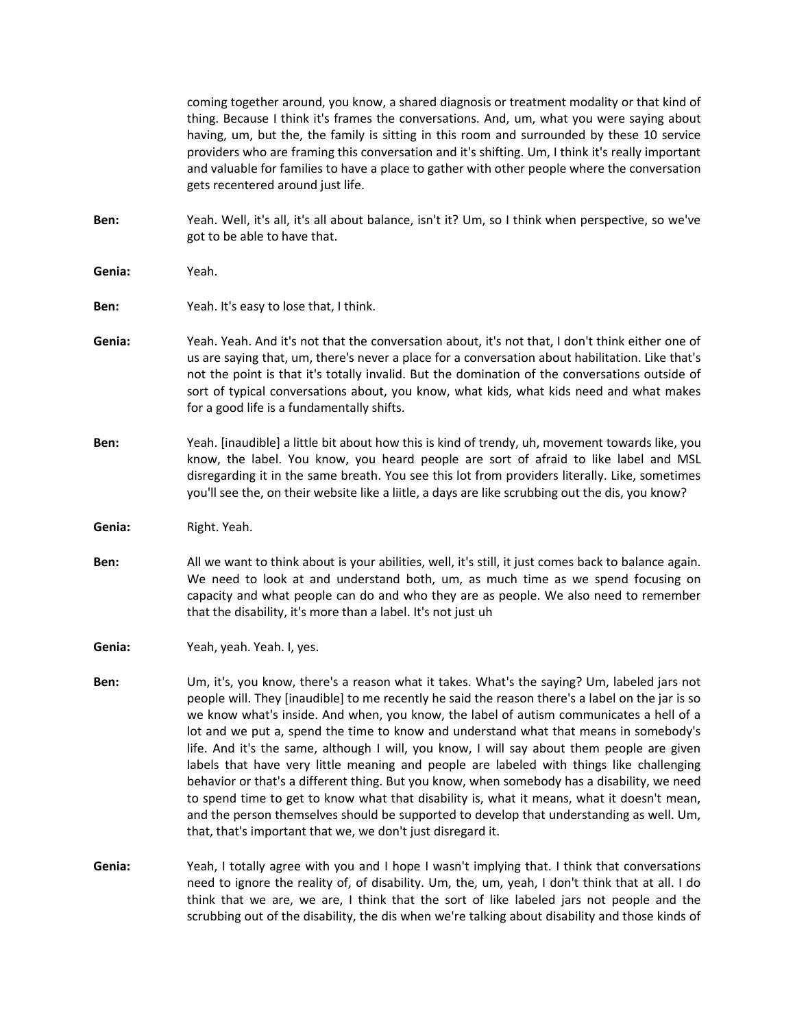coming together around, you know, a shared diagnosis or treatment modality or that kind of thing. Because I think it's frames the conversations. And, um, what you were saying about having, um, but the, the family is sitting in this room and surrounded by these 10 service providers who are framing this conversation and it's shifting. Um, I think it's really important and valuable for families to have a place to gather with other people where the conversation gets recentered around just life.

**Ben:** Yeah. Well, it's all, it's all about balance, isn't it? Um, so I think when perspective, so we've got to be able to have that.

**Genia:** Yeah.

**Ben:** Yeah. It's easy to lose that, I think.

**Genia:** Yeah. Yeah. And it's not that the conversation about, it's not that, I don't think either one of us are saying that, um, there's never a place for a conversation about habilitation. Like that's not the point is that it's totally invalid. But the domination of the conversations outside of sort of typical conversations about, you know, what kids, what kids need and what makes for a good life is a fundamentally shifts.

**Ben:** Yeah. [inaudible] a little bit about how this is kind of trendy, uh, movement towards like, you know, the label. You know, you heard people are sort of afraid to like label and MSL disregarding it in the same breath. You see this lot from providers literally. Like, sometimes you'll see the, on their website like a liitle, a days are like scrubbing out the dis, you know?

**Genia:** Right. Yeah.

**Ben:** All we want to think about is your abilities, well, it's still, it just comes back to balance again. We need to look at and understand both, um, as much time as we spend focusing on capacity and what people can do and who they are as people. We also need to remember that the disability, it's more than a label. It's not just uh

**Genia:** Yeah, yeah. Yeah. I, yes.

**Ben:** Um, it's, you know, there's a reason what it takes. What's the saying? Um, labeled jars not people will. They [inaudible] to me recently he said the reason there's a label on the jar is so we know what's inside. And when, you know, the label of autism communicates a hell of a lot and we put a, spend the time to know and understand what that means in somebody's life. And it's the same, although I will, you know, I will say about them people are given labels that have very little meaning and people are labeled with things like challenging behavior or that's a different thing. But you know, when somebody has a disability, we need to spend time to get to know what that disability is, what it means, what it doesn't mean, and the person themselves should be supported to develop that understanding as well. Um, that, that's important that we, we don't just disregard it.

**Genia:** Yeah, I totally agree with you and I hope I wasn't implying that. I think that conversations need to ignore the reality of, of disability. Um, the, um, yeah, I don't think that at all. I do think that we are, we are, I think that the sort of like labeled jars not people and the scrubbing out of the disability, the dis when we're talking about disability and those kinds of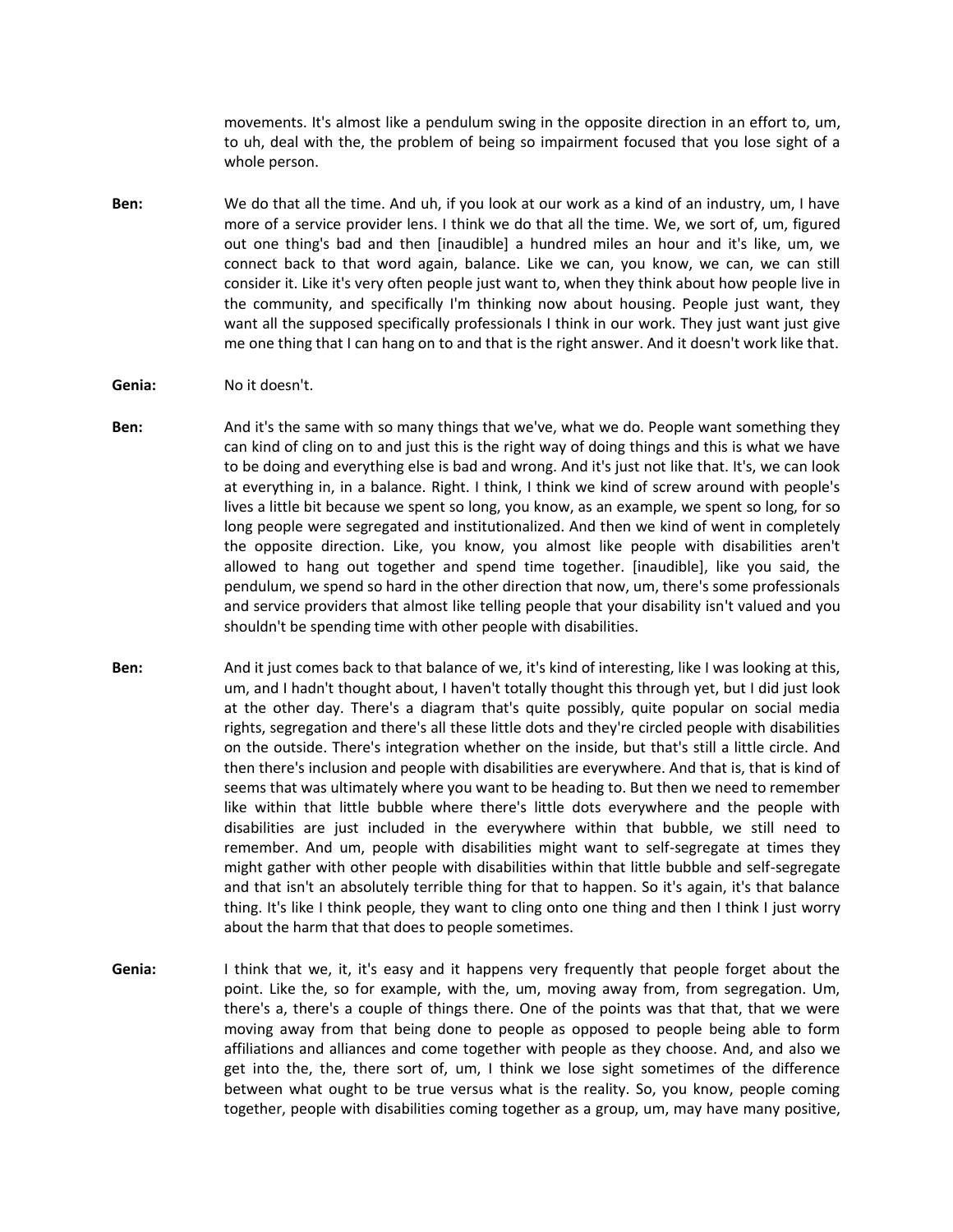movements. It's almost like a pendulum swing in the opposite direction in an effort to, um, to uh, deal with the, the problem of being so impairment focused that you lose sight of a whole person.

**Ben:** We do that all the time. And uh, if you look at our work as a kind of an industry, um, I have more of a service provider lens. I think we do that all the time. We, we sort of, um, figured out one thing's bad and then [inaudible] a hundred miles an hour and it's like, um, we connect back to that word again, balance. Like we can, you know, we can, we can still consider it. Like it's very often people just want to, when they think about how people live in the community, and specifically I'm thinking now about housing. People just want, they want all the supposed specifically professionals I think in our work. They just want just give me one thing that I can hang on to and that is the right answer. And it doesn't work like that.

**Genia:** No it doesn't.

**Ben:** And it's the same with so many things that we've, what we do. People want something they can kind of cling on to and just this is the right way of doing things and this is what we have to be doing and everything else is bad and wrong. And it's just not like that. It's, we can look at everything in, in a balance. Right. I think, I think we kind of screw around with people's lives a little bit because we spent so long, you know, as an example, we spent so long, for so long people were segregated and institutionalized. And then we kind of went in completely the opposite direction. Like, you know, you almost like people with disabilities aren't allowed to hang out together and spend time together. [inaudible], like you said, the pendulum, we spend so hard in the other direction that now, um, there's some professionals and service providers that almost like telling people that your disability isn't valued and you shouldn't be spending time with other people with disabilities.

**Ben:** And it just comes back to that balance of we, it's kind of interesting, like I was looking at this, um, and I hadn't thought about, I haven't totally thought this through yet, but I did just look at the other day. There's a diagram that's quite possibly, quite popular on social media rights, segregation and there's all these little dots and they're circled people with disabilities on the outside. There's integration whether on the inside, but that's still a little circle. And then there's inclusion and people with disabilities are everywhere. And that is, that is kind of seems that was ultimately where you want to be heading to. But then we need to remember like within that little bubble where there's little dots everywhere and the people with disabilities are just included in the everywhere within that bubble, we still need to remember. And um, people with disabilities might want to self-segregate at times they might gather with other people with disabilities within that little bubble and self-segregate and that isn't an absolutely terrible thing for that to happen. So it's again, it's that balance thing. It's like I think people, they want to cling onto one thing and then I think I just worry about the harm that that does to people sometimes.

**Genia:** I think that we, it, it's easy and it happens very frequently that people forget about the point. Like the, so for example, with the, um, moving away from, from segregation. Um, there's a, there's a couple of things there. One of the points was that that, that we were moving away from that being done to people as opposed to people being able to form affiliations and alliances and come together with people as they choose. And, and also we get into the, the, there sort of, um, I think we lose sight sometimes of the difference between what ought to be true versus what is the reality. So, you know, people coming together, people with disabilities coming together as a group, um, may have many positive,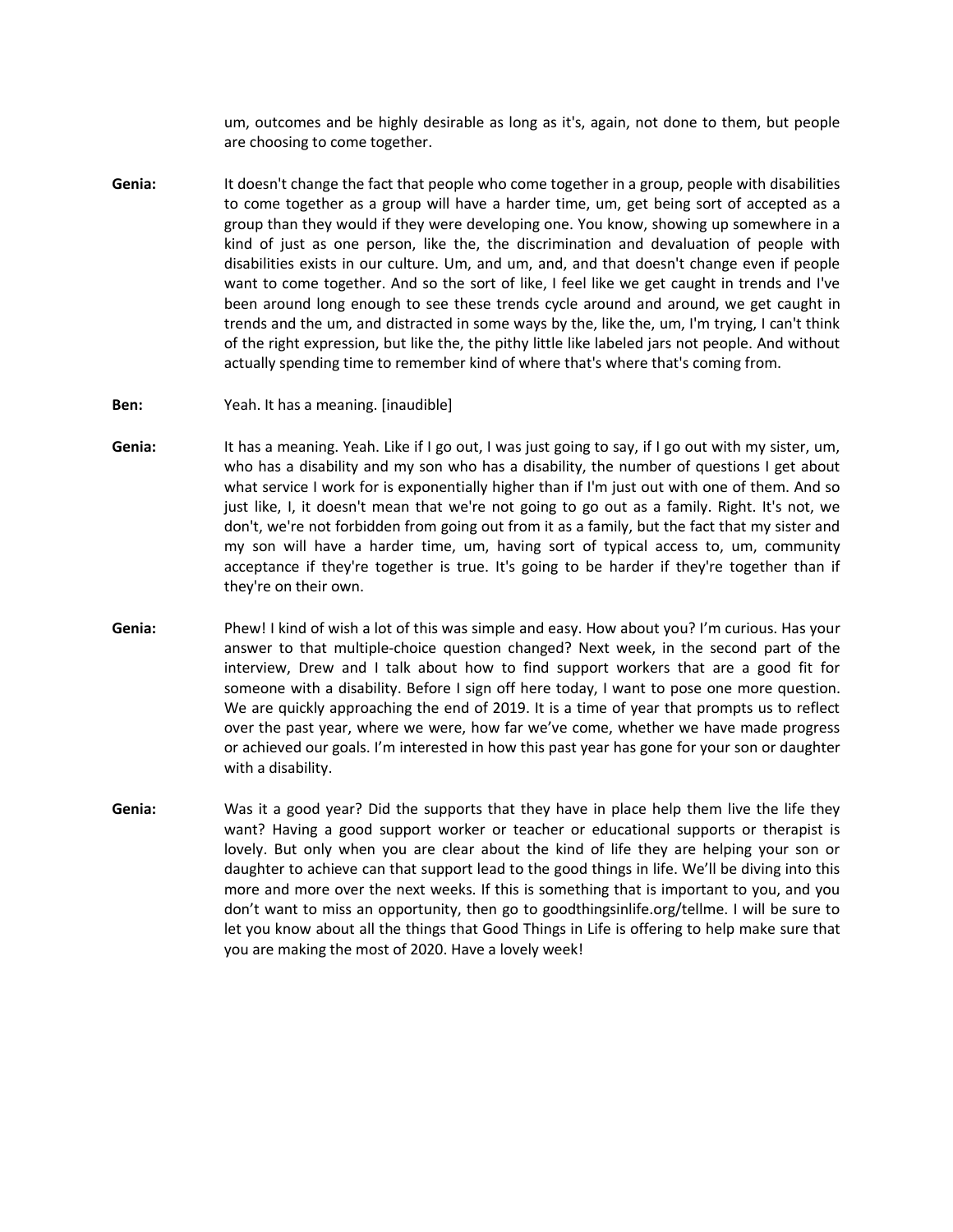um, outcomes and be highly desirable as long as it's, again, not done to them, but people are choosing to come together.

**Genia:** It doesn't change the fact that people who come together in a group, people with disabilities to come together as a group will have a harder time, um, get being sort of accepted as a group than they would if they were developing one. You know, showing up somewhere in a kind of just as one person, like the, the discrimination and devaluation of people with disabilities exists in our culture. Um, and um, and, and that doesn't change even if people want to come together. And so the sort of like, I feel like we get caught in trends and I've been around long enough to see these trends cycle around and around, we get caught in trends and the um, and distracted in some ways by the, like the, um, I'm trying, I can't think of the right expression, but like the, the pithy little like labeled jars not people. And without actually spending time to remember kind of where that's where that's coming from.

**Ben:** Yeah. It has a meaning. [inaudible]

**Genia:** It has a meaning. Yeah. Like if I go out, I was just going to say, if I go out with my sister, um, who has a disability and my son who has a disability, the number of questions I get about what service I work for is exponentially higher than if I'm just out with one of them. And so just like, I, it doesn't mean that we're not going to go out as a family. Right. It's not, we don't, we're not forbidden from going out from it as a family, but the fact that my sister and my son will have a harder time, um, having sort of typical access to, um, community acceptance if they're together is true. It's going to be harder if they're together than if they're on their own.

**Genia:** Phew! I kind of wish a lot of this was simple and easy. How about you? I'm curious. Has your answer to that multiple-choice question changed? Next week, in the second part of the interview, Drew and I talk about how to find support workers that are a good fit for someone with a disability. Before I sign off here today, I want to pose one more question. We are quickly approaching the end of 2019. It is a time of year that prompts us to reflect over the past year, where we were, how far we've come, whether we have made progress or achieved our goals. I'm interested in how this past year has gone for your son or daughter with a disability.

**Genia:** Was it a good year? Did the supports that they have in place help them live the life they want? Having a good support worker or teacher or educational supports or therapist is lovely. But only when you are clear about the kind of life they are helping your son or daughter to achieve can that support lead to the good things in life. We'll be diving into this more and more over the next weeks. If this is something that is important to you, and you don't want to miss an opportunity, then go to goodthingsinlife.org/tellme. I will be sure to let you know about all the things that Good Things in Life is offering to help make sure that you are making the most of 2020. Have a lovely week!